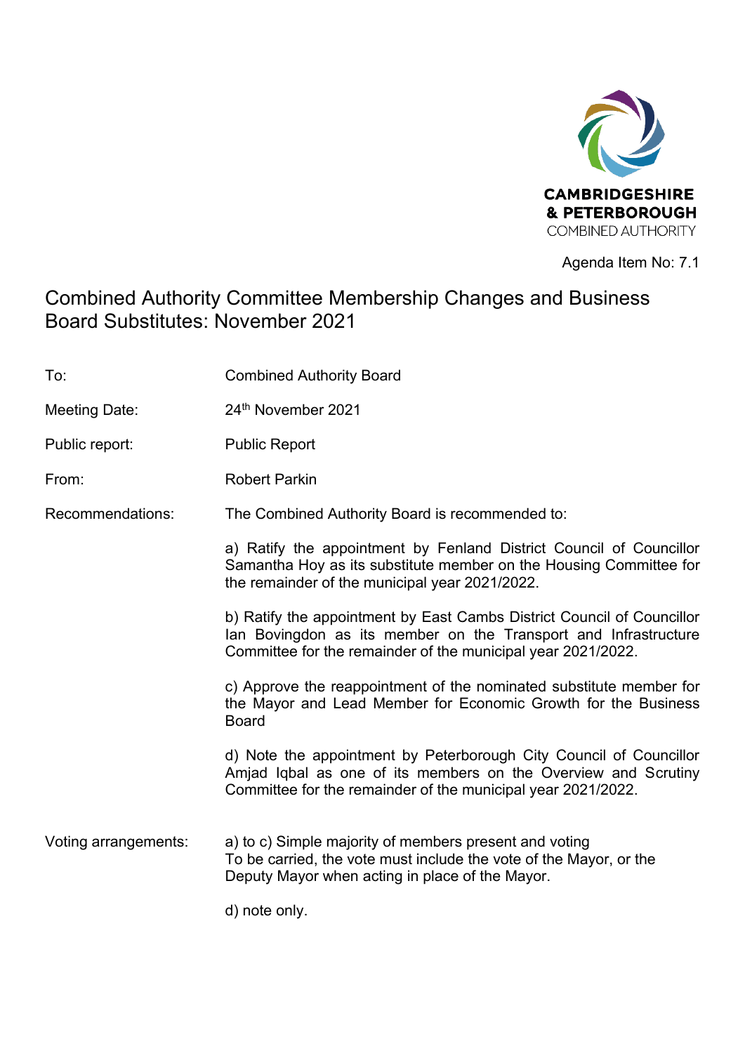CAMBRIDGESHIRE & PETERBOROUGH COMBINED AUTHORITY

Agenda Item No: 7.1

# Combined Authority Committee Membership Changes and Business Board Substitutes: November 2021

| | |
|---|---|
| To: | Combined Authority Board |
| Meeting Date: | 24th November 2021 |
| Public report: | Public Report |
| From: | Robert Parkin |
| Recommendations: | The Combined Authority Board is recommended to:<br><br>a) Ratify the appointment by Fenland District Council of Councillor Samantha Hoy as its substitute member on the Housing Committee for the remainder of the municipal year 2021/2022.<br><br>b) Ratify the appointment by East Cambs District Council of Councillor Ian Bovingdon as its member on the Transport and Infrastructure Committee for the remainder of the municipal year 2021/2022.<br><br>c) Approve the reappointment of the nominated substitute member for the Mayor and Lead Member for Economic Growth for the Business Board<br><br>d) Note the appointment by Peterborough City Council of Councillor Amjad Iqbal as one of its members on the Overview and Scrutiny Committee for the remainder of the municipal year 2021/2022. |
| Voting arrangements: | a) to c) Simple majority of members present and voting<br>To be carried, the vote must include the vote of the Mayor, or the Deputy Mayor when acting in place of the Mayor.<br><br>d) note only. |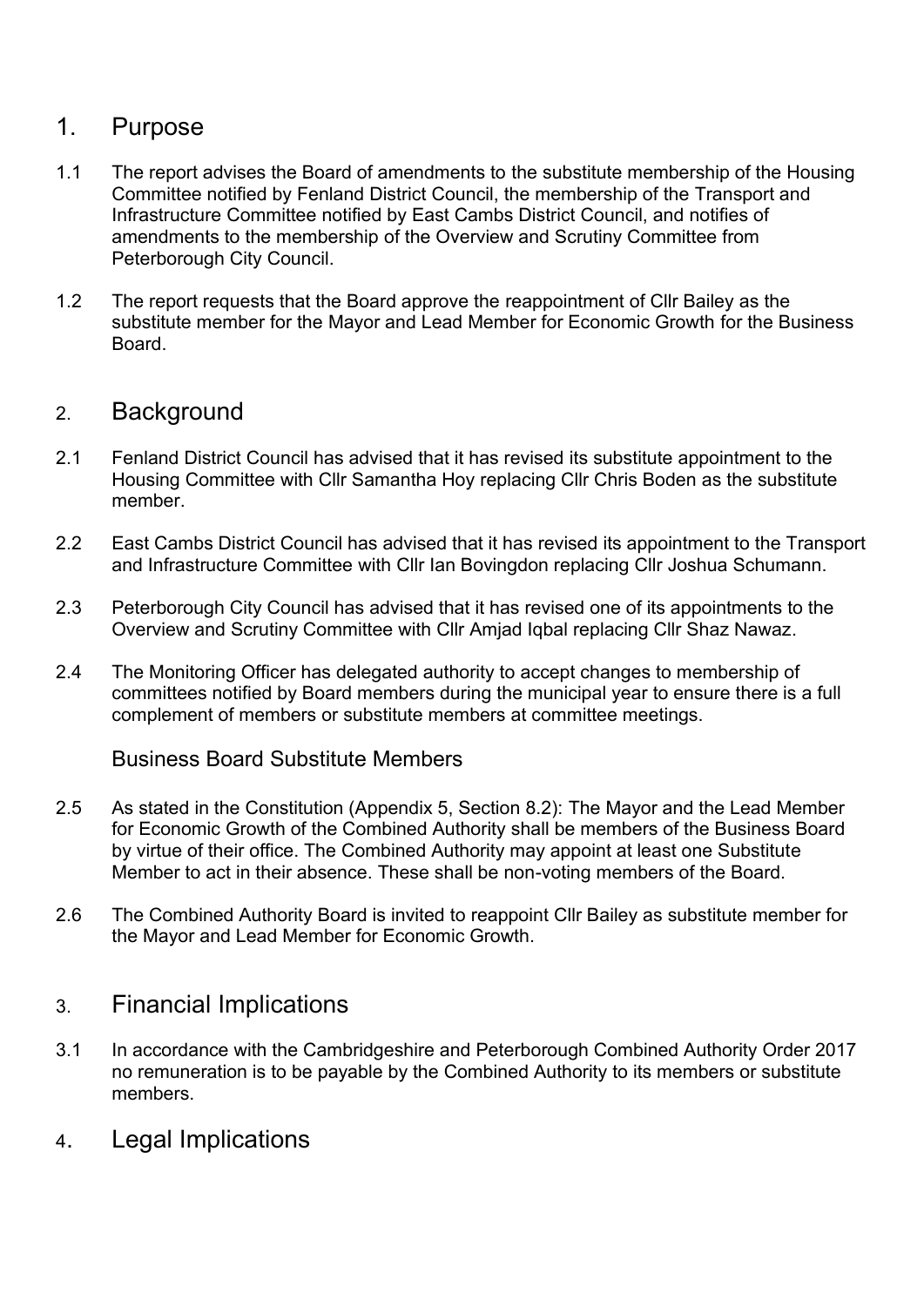## 1. Purpose

1.1 The report advises the Board of amendments to the substitute membership of the Housing Committee notified by Fenland District Council, the membership of the Transport and Infrastructure Committee notified by East Cambs District Council, and notifies of amendments to the membership of the Overview and Scrutiny Committee from Peterborough City Council.

1.2 The report requests that the Board approve the reappointment of Cllr Bailey as the substitute member for the Mayor and Lead Member for Economic Growth for the Business Board.

## 2. Background

2.1 Fenland District Council has advised that it has revised its substitute appointment to the Housing Committee with Cllr Samantha Hoy replacing Cllr Chris Boden as the substitute member.

2.2 East Cambs District Council has advised that it has revised its appointment to the Transport and Infrastructure Committee with Cllr Ian Bovingdon replacing Cllr Joshua Schumann.

2.3 Peterborough City Council has advised that it has revised one of its appointments to the Overview and Scrutiny Committee with Cllr Amjad Iqbal replacing Cllr Shaz Nawaz.

2.4 The Monitoring Officer has delegated authority to accept changes to membership of committees notified by Board members during the municipal year to ensure there is a full complement of members or substitute members at committee meetings.

### Business Board Substitute Members

2.5 As stated in the Constitution (Appendix 5, Section 8.2): The Mayor and the Lead Member for Economic Growth of the Combined Authority shall be members of the Business Board by virtue of their office. The Combined Authority may appoint at least one Substitute Member to act in their absence. These shall be non-voting members of the Board.

2.6 The Combined Authority Board is invited to reappoint Cllr Bailey as substitute member for the Mayor and Lead Member for Economic Growth.

## 3. Financial Implications

3.1 In accordance with the Cambridgeshire and Peterborough Combined Authority Order 2017 no remuneration is to be payable by the Combined Authority to its members or substitute members.

## 4. Legal Implications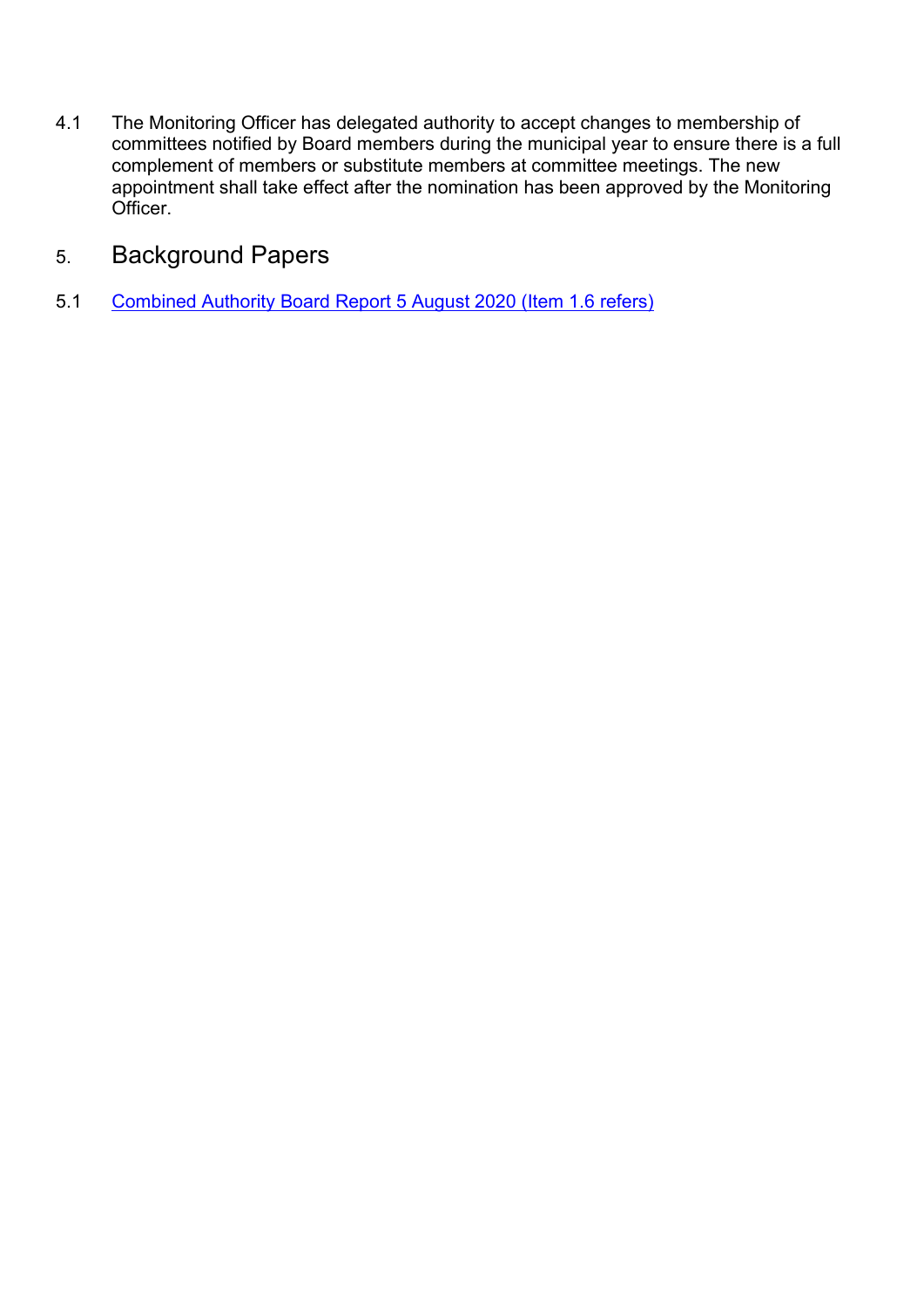4.1 The Monitoring Officer has delegated authority to accept changes to membership of committees notified by Board members during the municipal year to ensure there is a full complement of members or substitute members at committee meetings. The new appointment shall take effect after the nomination has been approved by the Monitoring Officer.

## 5. Background Papers

5.1 [Combined Authority Board Report 5 August 2020 (Item 1.6 refers)]